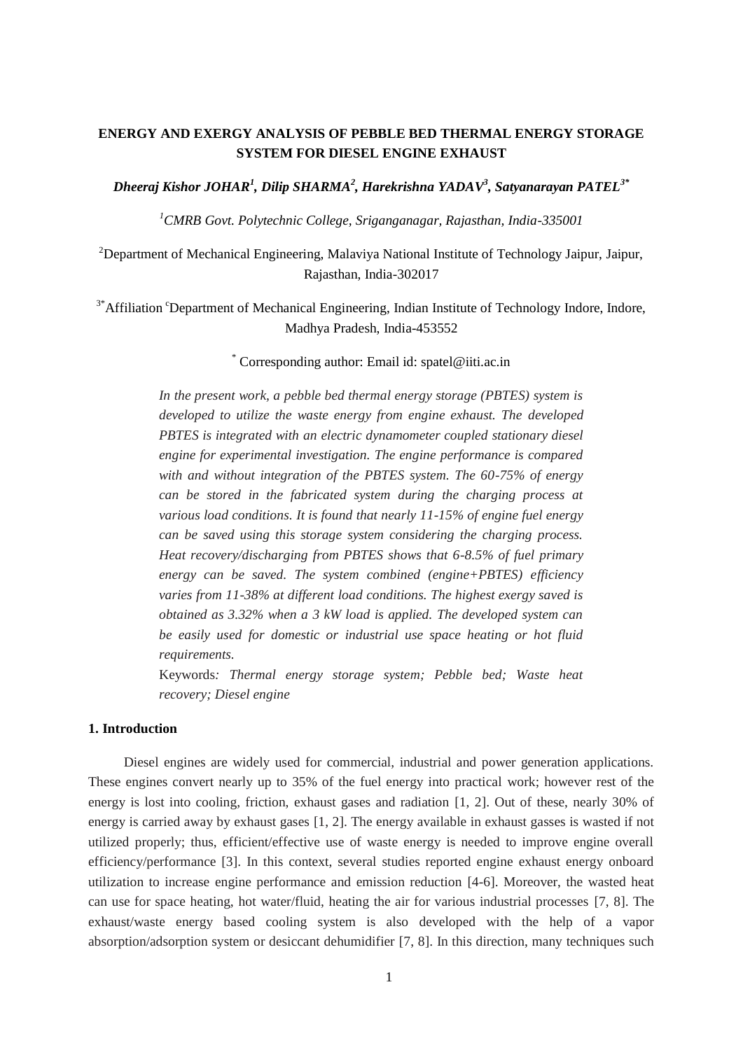# ENERGY AND EXERGY ANALYSIS OF PEBBLE BED THERMAL ENERGY STORAGE SYSTEM FOR DIESEL ENGINE EXHAUST

***Dheeraj Kishor JOHAR[1], Dilip SHARMA[2], Harekrishna YADAV[3], Satyanarayan PATEL[3*]***

[1]*CMRB Govt. Polytechnic College, Sriganganagar, Rajasthan, India-335001*

[2]Department of Mechanical Engineering, Malaviya National Institute of Technology Jaipur, Jaipur, Rajasthan, India-302017

[3*]Affiliation [c]Department of Mechanical Engineering, Indian Institute of Technology Indore, Indore, Madhya Pradesh, India-453552

[*] Corresponding author: Email id: spatel@iiti.ac.in

*In the present work, a pebble bed thermal energy storage (PBTES) system is developed to utilize the waste energy from engine exhaust. The developed PBTES is integrated with an electric dynamometer coupled stationary diesel engine for experimental investigation. The engine performance is compared with and without integration of the PBTES system. The 60-75% of energy can be stored in the fabricated system during the charging process at various load conditions. It is found that nearly 11-15% of engine fuel energy can be saved using this storage system considering the charging process. Heat recovery/discharging from PBTES shows that 6-8.5% of fuel primary energy can be saved. The system combined (engine+PBTES) efficiency varies from 11-38% at different load conditions. The highest exergy saved is obtained as 3.32% when a 3 kW load is applied. The developed system can be easily used for domestic or industrial use space heating or hot fluid requirements.*

Keywords*: Thermal energy storage system; Pebble bed; Waste heat recovery; Diesel engine*

## 1. Introduction

Diesel engines are widely used for commercial, industrial and power generation applications. These engines convert nearly up to 35% of the fuel energy into practical work; however rest of the energy is lost into cooling, friction, exhaust gases and radiation [1, 2]. Out of these, nearly 30% of energy is carried away by exhaust gases [1, 2]. The energy available in exhaust gasses is wasted if not utilized properly; thus, efficient/effective use of waste energy is needed to improve engine overall efficiency/performance [3]. In this context, several studies reported engine exhaust energy onboard utilization to increase engine performance and emission reduction [4-6]. Moreover, the wasted heat can use for space heating, hot water/fluid, heating the air for various industrial processes [7, 8]. The exhaust/waste energy based cooling system is also developed with the help of a vapor absorption/adsorption system or desiccant dehumidifier [7, 8]. In this direction, many techniques such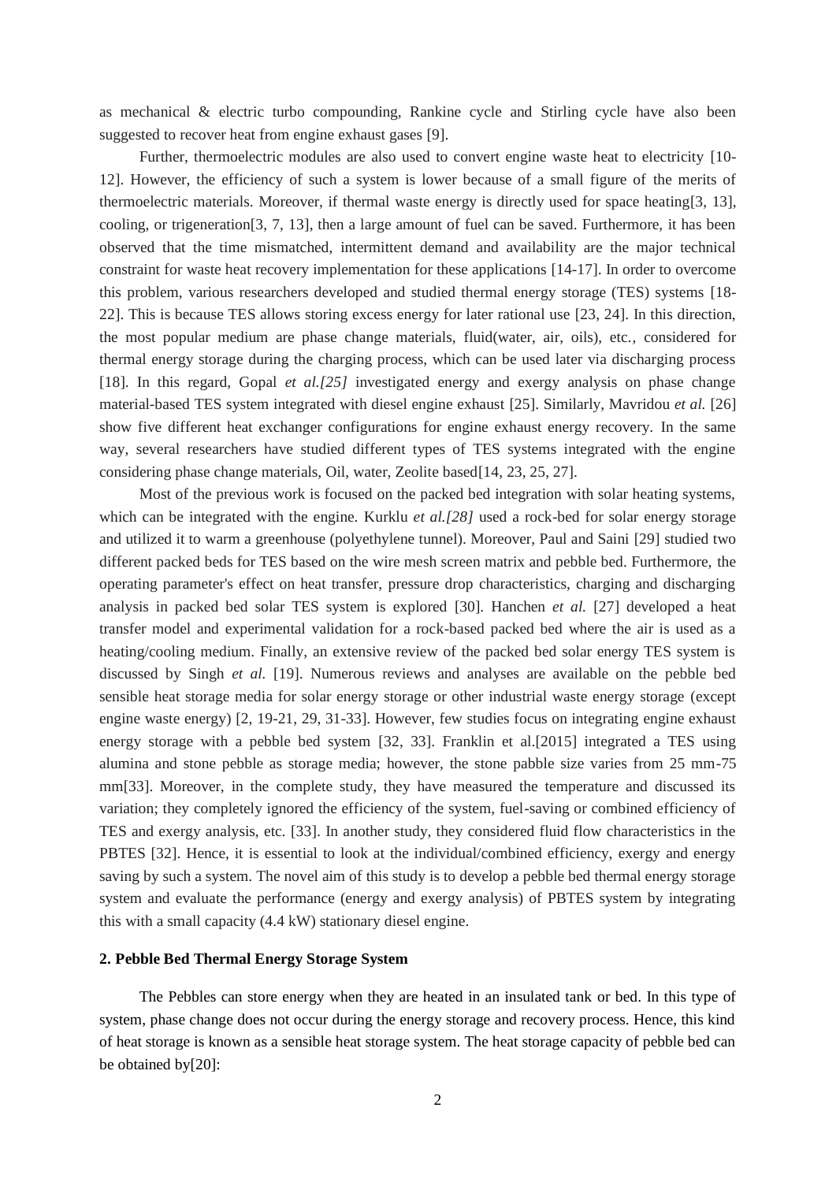as mechanical & electric turbo compounding, Rankine cycle and Stirling cycle have also been suggested to recover heat from engine exhaust gases [9].

Further, thermoelectric modules are also used to convert engine waste heat to electricity [10-12]. However, the efficiency of such a system is lower because of a small figure of the merits of thermoelectric materials. Moreover, if thermal waste energy is directly used for space heating[3, 13], cooling, or trigeneration[3, 7, 13], then a large amount of fuel can be saved. Furthermore, it has been observed that the time mismatched, intermittent demand and availability are the major technical constraint for waste heat recovery implementation for these applications [14-17]. In order to overcome this problem, various researchers developed and studied thermal energy storage (TES) systems [18-22]. This is because TES allows storing excess energy for later rational use [23, 24]. In this direction, the most popular medium are phase change materials, fluid(water, air, oils), etc., considered for thermal energy storage during the charging process, which can be used later via discharging process [18]. In this regard, Gopal *et al.[25]* investigated energy and exergy analysis on phase change material-based TES system integrated with diesel engine exhaust [25]. Similarly, Mavridou *et al.* [26] show five different heat exchanger configurations for engine exhaust energy recovery. In the same way, several researchers have studied different types of TES systems integrated with the engine considering phase change materials, Oil, water, Zeolite based[14, 23, 25, 27].

Most of the previous work is focused on the packed bed integration with solar heating systems, which can be integrated with the engine. Kurklu *et al.[28]* used a rock-bed for solar energy storage and utilized it to warm a greenhouse (polyethylene tunnel). Moreover, Paul and Saini [29] studied two different packed beds for TES based on the wire mesh screen matrix and pebble bed. Furthermore, the operating parameter's effect on heat transfer, pressure drop characteristics, charging and discharging analysis in packed bed solar TES system is explored [30]. Hanchen *et al.* [27] developed a heat transfer model and experimental validation for a rock-based packed bed where the air is used as a heating/cooling medium. Finally, an extensive review of the packed bed solar energy TES system is discussed by Singh *et al.* [19]. Numerous reviews and analyses are available on the pebble bed sensible heat storage media for solar energy storage or other industrial waste energy storage (except engine waste energy) [2, 19-21, 29, 31-33]. However, few studies focus on integrating engine exhaust energy storage with a pebble bed system [32, 33]. Franklin et al.[2015] integrated a TES using alumina and stone pebble as storage media; however, the stone pabble size varies from 25 mm-75 mm[33]. Moreover, in the complete study, they have measured the temperature and discussed its variation; they completely ignored the efficiency of the system, fuel-saving or combined efficiency of TES and exergy analysis, etc. [33]. In another study, they considered fluid flow characteristics in the PBTES [32]. Hence, it is essential to look at the individual/combined efficiency, exergy and energy saving by such a system. The novel aim of this study is to develop a pebble bed thermal energy storage system and evaluate the performance (energy and exergy analysis) of PBTES system by integrating this with a small capacity (4.4 kW) stationary diesel engine.

## 2. Pebble Bed Thermal Energy Storage System

The Pebbles can store energy when they are heated in an insulated tank or bed. In this type of system, phase change does not occur during the energy storage and recovery process. Hence, this kind of heat storage is known as a sensible heat storage system. The heat storage capacity of pebble bed can be obtained by[20]: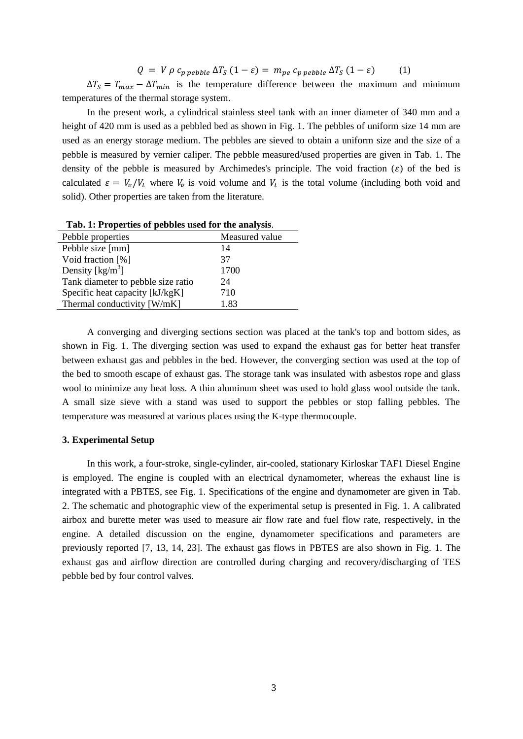$$Q = V \rho \, c_{p\,pebble} \, \Delta T_S \, (1 - \varepsilon) = m_{pe} \, c_{p\,pebble} \, \Delta T_S \, (1 - \varepsilon) \qquad (1)$$

$\Delta T_S = T_{max} - \Delta T_{min}$ is the temperature difference between the maximum and minimum temperatures of the thermal storage system.

In the present work, a cylindrical stainless steel tank with an inner diameter of 340 mm and a height of 420 mm is used as a pebbled bed as shown in Fig. 1. The pebbles of uniform size 14 mm are used as an energy storage medium. The pebbles are sieved to obtain a uniform size and the size of a pebble is measured by vernier caliper. The pebble measured/used properties are given in Tab. 1. The density of the pebble is measured by Archimedes's principle. The void fraction ($\varepsilon$) of the bed is calculated $\varepsilon = V_v/V_t$ where $V_v$ is void volume and $V_t$ is the total volume (including both void and solid). Other properties are taken from the literature.

**Tab. 1: Properties of pebbles used for the analysis**.

| Pebble properties | Measured value |
|---|---|
| Pebble size [mm] | 14 |
| Void fraction [%] | 37 |
| Density [kg/m$^3$] | 1700 |
| Tank diameter to pebble size ratio | 24 |
| Specific heat capacity [kJ/kgK] | 710 |
| Thermal conductivity [W/mK] | 1.83 |

A converging and diverging sections section was placed at the tank's top and bottom sides, as shown in Fig. 1. The diverging section was used to expand the exhaust gas for better heat transfer between exhaust gas and pebbles in the bed. However, the converging section was used at the top of the bed to smooth escape of exhaust gas. The storage tank was insulated with asbestos rope and glass wool to minimize any heat loss. A thin aluminum sheet was used to hold glass wool outside the tank. A small size sieve with a stand was used to support the pebbles or stop falling pebbles. The temperature was measured at various places using the K-type thermocouple.

### 3. Experimental Setup

In this work, a four-stroke, single-cylinder, air-cooled, stationary Kirloskar TAF1 Diesel Engine is employed. The engine is coupled with an electrical dynamometer, whereas the exhaust line is integrated with a PBTES, see Fig. 1. Specifications of the engine and dynamometer are given in Tab. 2. The schematic and photographic view of the experimental setup is presented in Fig. 1. A calibrated airbox and burette meter was used to measure air flow rate and fuel flow rate, respectively, in the engine. A detailed discussion on the engine, dynamometer specifications and parameters are previously reported [7, 13, 14, 23]. The exhaust gas flows in PBTES are also shown in Fig. 1. The exhaust gas and airflow direction are controlled during charging and recovery/discharging of TES pebble bed by four control valves.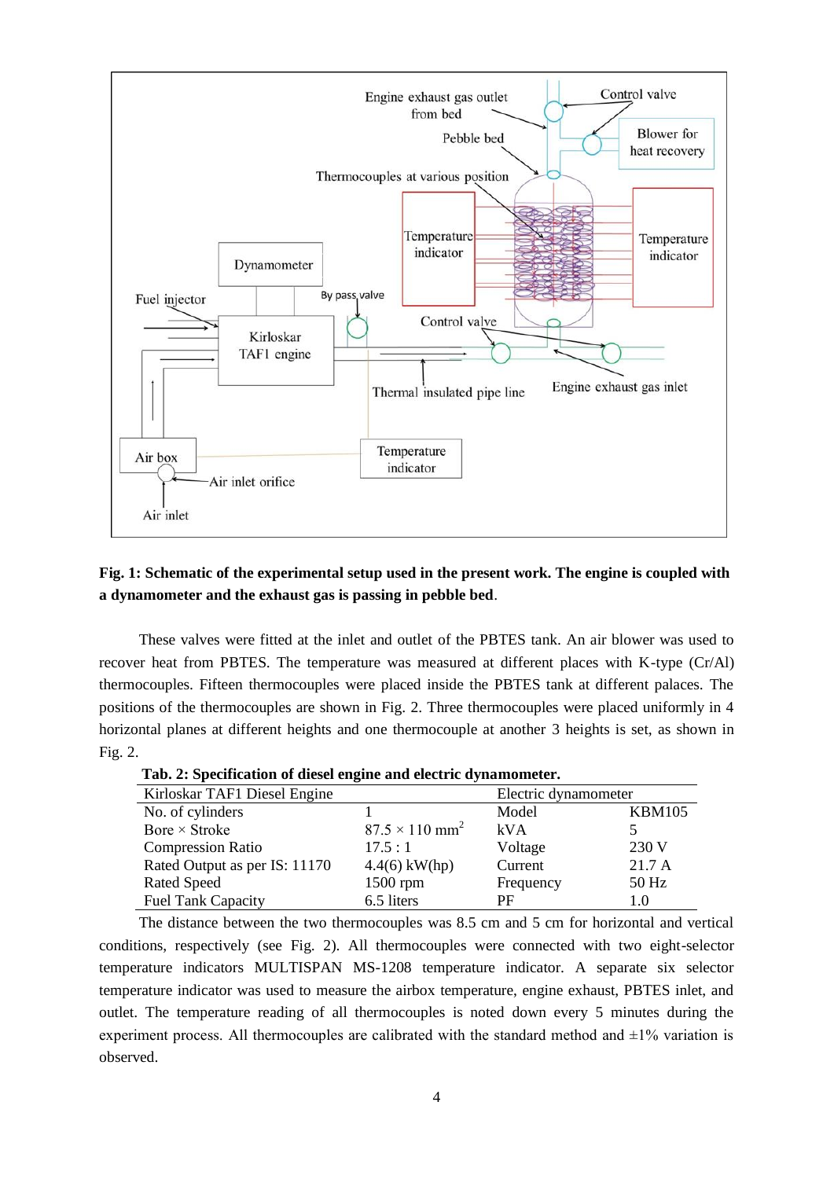**Fig. 1: Schematic of the experimental setup used in the present work. The engine is coupled with a dynamometer and the exhaust gas is passing in pebble bed**.

These valves were fitted at the inlet and outlet of the PBTES tank. An air blower was used to recover heat from PBTES. The temperature was measured at different places with K-type (Cr/Al) thermocouples. Fifteen thermocouples were placed inside the PBTES tank at different palaces. The positions of the thermocouples are shown in Fig. 2. Three thermocouples were placed uniformly in 4 horizontal planes at different heights and one thermocouple at another 3 heights is set, as shown in Fig. 2.

**Tab. 2: Specification of diesel engine and electric dynamometer.**

| Kirloskar TAF1 Diesel Engine | | Electric dynamometer | |
|---|---|---|---|
| No. of cylinders | 1 | Model | KBM105 |
| Bore × Stroke | $87.5 \times 110$ mm$^2$ | kVA | 5 |
| Compression Ratio | 17.5 : 1 | Voltage | 230 V |
| Rated Output as per IS: 11170 | 4.4(6) kW(hp) | Current | 21.7 A |
| Rated Speed | 1500 rpm | Frequency | 50 Hz |
| Fuel Tank Capacity | 6.5 liters | PF | 1.0 |

The distance between the two thermocouples was 8.5 cm and 5 cm for horizontal and vertical conditions, respectively (see Fig. 2). All thermocouples were connected with two eight-selector temperature indicators MULTISPAN MS-1208 temperature indicator. A separate six selector temperature indicator was used to measure the airbox temperature, engine exhaust, PBTES inlet, and outlet. The temperature reading of all thermocouples is noted down every 5 minutes during the experiment process. All thermocouples are calibrated with the standard method and ±1% variation is observed.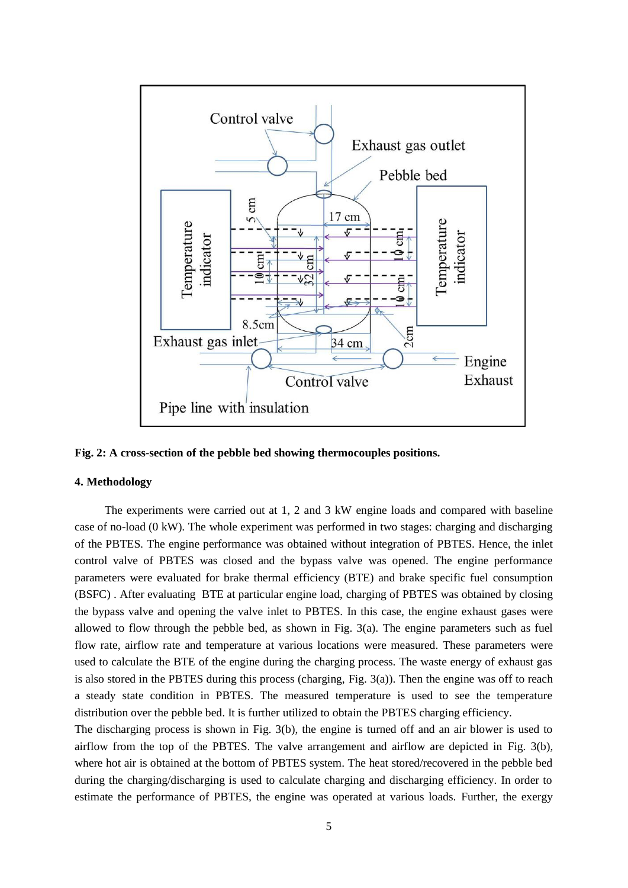**Fig. 2: A cross-section of the pebble bed showing thermocouples positions.**

**4. Methodology**

The experiments were carried out at 1, 2 and 3 kW engine loads and compared with baseline case of no-load (0 kW). The whole experiment was performed in two stages: charging and discharging of the PBTES. The engine performance was obtained without integration of PBTES. Hence, the inlet control valve of PBTES was closed and the bypass valve was opened. The engine performance parameters were evaluated for brake thermal efficiency (BTE) and brake specific fuel consumption (BSFC) . After evaluating BTE at particular engine load, charging of PBTES was obtained by closing the bypass valve and opening the valve inlet to PBTES. In this case, the engine exhaust gases were allowed to flow through the pebble bed, as shown in Fig. 3(a). The engine parameters such as fuel flow rate, airflow rate and temperature at various locations were measured. These parameters were used to calculate the BTE of the engine during the charging process. The waste energy of exhaust gas is also stored in the PBTES during this process (charging, Fig. 3(a)). Then the engine was off to reach a steady state condition in PBTES. The measured temperature is used to see the temperature distribution over the pebble bed. It is further utilized to obtain the PBTES charging efficiency.

The discharging process is shown in Fig. 3(b), the engine is turned off and an air blower is used to airflow from the top of the PBTES. The valve arrangement and airflow are depicted in Fig. 3(b), where hot air is obtained at the bottom of PBTES system. The heat stored/recovered in the pebble bed during the charging/discharging is used to calculate charging and discharging efficiency. In order to estimate the performance of PBTES, the engine was operated at various loads. Further, the exergy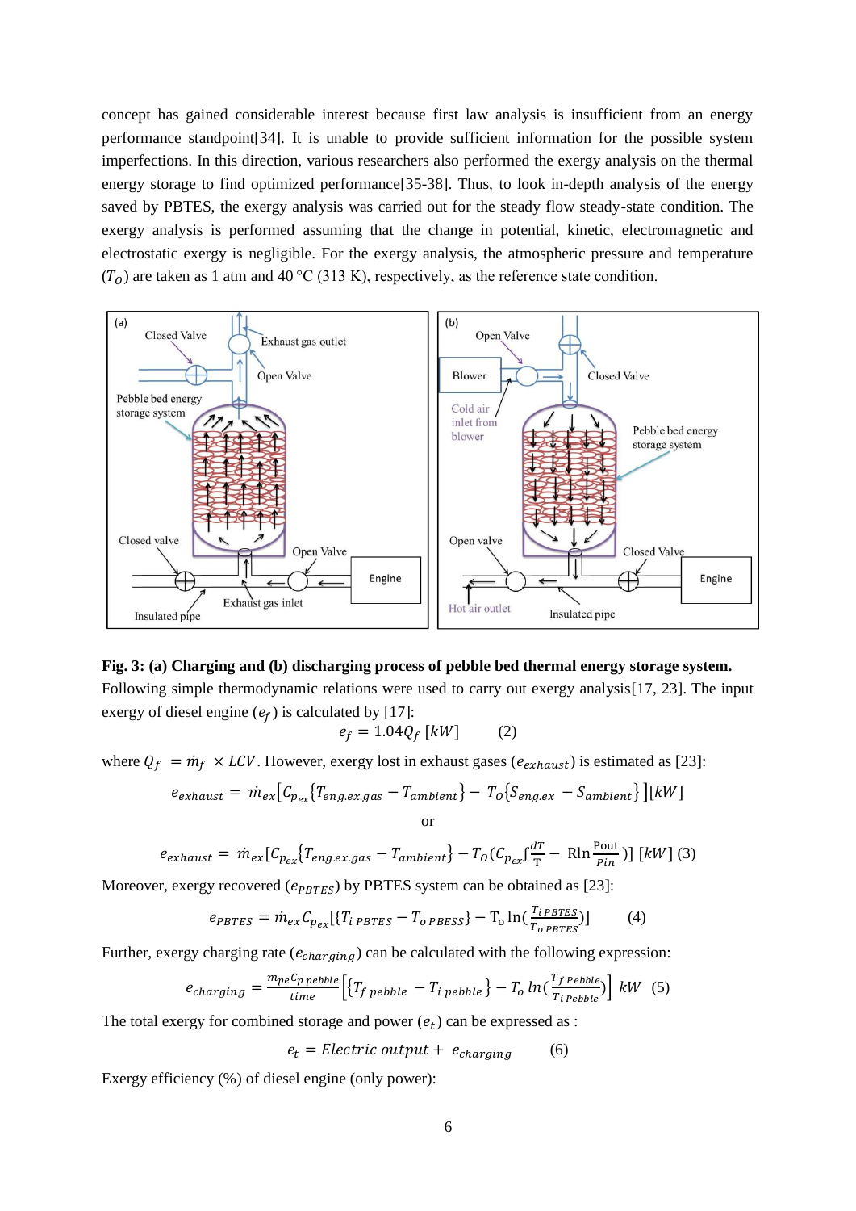concept has gained considerable interest because first law analysis is insufficient from an energy performance standpoint[34]. It is unable to provide sufficient information for the possible system imperfections. In this direction, various researchers also performed the exergy analysis on the thermal energy storage to find optimized performance[35-38]. Thus, to look in-depth analysis of the energy saved by PBTES, the exergy analysis was carried out for the steady flow steady-state condition. The exergy analysis is performed assuming that the change in potential, kinetic, electromagnetic and electrostatic exergy is negligible. For the exergy analysis, the atmospheric pressure and temperature ($T_O$) are taken as 1 atm and 40 °C (313 K), respectively, as the reference state condition.

**Fig. 3: (a) Charging and (b) discharging process of pebble bed thermal energy storage system.**

Following simple thermodynamic relations were used to carry out exergy analysis[17, 23]. The input exergy of diesel engine ($e_f$) is calculated by [17]:

$$e_f = 1.04 Q_f \; [kW] \qquad (2)$$

where $Q_f = \dot{m}_f \times LCV$. However, exergy lost in exhaust gases ($e_{exhaust}$) is estimated as [23]:

$$e_{exhaust} = \dot{m}_{ex}\left[C_{p_{ex}}\{T_{eng.ex.gas} - T_{ambient}\} - T_O\{S_{eng.ex} - S_{ambient}\}\right][kW]$$

or

$$e_{exhaust} = \dot{m}_{ex}[C_{p_{ex}}\{T_{eng.ex.gas} - T_{ambient}\} - T_O(C_{p_{ex}}\int\frac{dT}{T} - R\ln\frac{P_{out}}{P_{in}})] \; [kW] \; (3)$$

Moreover, exergy recovered ($e_{PBTES}$) by PBTES system can be obtained as [23]:

$$e_{PBTES} = \dot{m}_{ex} C_{p_{ex}}[\{T_{i\,PBTES} - T_{o\,PBESS}\} - T_o \ln(\frac{T_{i\,PBTES}}{T_{o\,PBTES}})] \qquad (4)$$

Further, exergy charging rate ($e_{charging}$) can be calculated with the following expression:

$$e_{charging} = \frac{m_{pe} C_{p\,pebble}}{time}\left[\{T_{f\,pebble} - T_{i\,pebble}\} - T_o \, ln(\frac{T_{f\,Pebble}}{T_{i\,Pebble}})\right] \; kW \quad (5)$$

The total exergy for combined storage and power ($e_t$) can be expressed as :

$$e_t = Electric\ output + e_{charging} \qquad (6)$$

Exergy efficiency (%) of diesel engine (only power):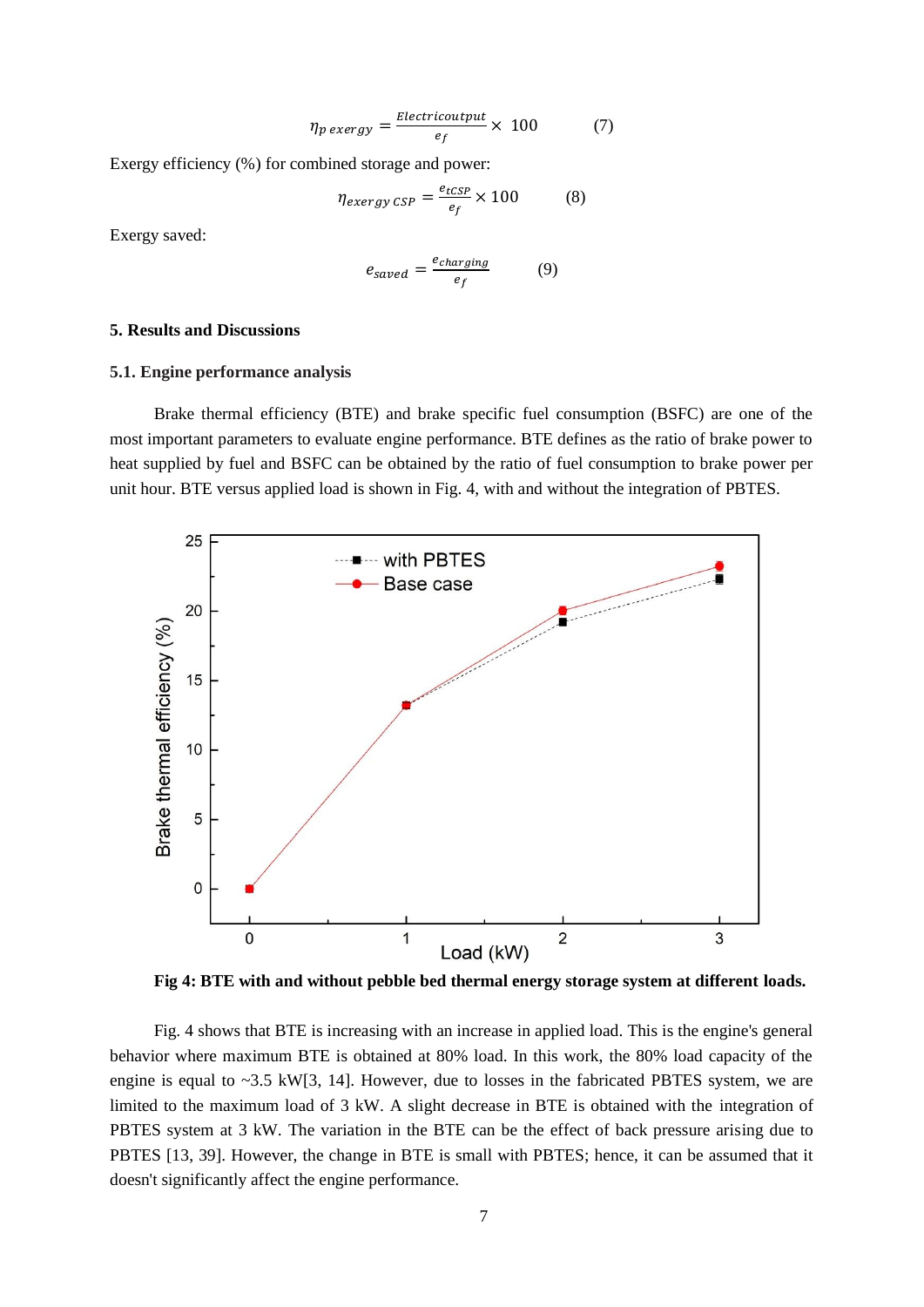$$\eta_{p\,exergy} = \frac{Electricoutput}{e_f} \times 100 \qquad (7)$$

Exergy efficiency (%) for combined storage and power:

$$\eta_{exergy\,CSP} = \frac{e_{tCSP}}{e_f} \times 100 \qquad (8)$$

Exergy saved:

$$e_{saved} = \frac{e_{charging}}{e_f} \qquad (9)$$

## 5. Results and Discussions

### 5.1. Engine performance analysis

Brake thermal efficiency (BTE) and brake specific fuel consumption (BSFC) are one of the most important parameters to evaluate engine performance. BTE defines as the ratio of brake power to heat supplied by fuel and BSFC can be obtained by the ratio of fuel consumption to brake power per unit hour. BTE versus applied load is shown in Fig. 4, with and without the integration of PBTES.

**Fig 4: BTE with and without pebble bed thermal energy storage system at different loads.**

Fig. 4 shows that BTE is increasing with an increase in applied load. This is the engine's general behavior where maximum BTE is obtained at 80% load. In this work, the 80% load capacity of the engine is equal to ~3.5 kW[3, 14]. However, due to losses in the fabricated PBTES system, we are limited to the maximum load of 3 kW. A slight decrease in BTE is obtained with the integration of PBTES system at 3 kW. The variation in the BTE can be the effect of back pressure arising due to PBTES [13, 39]. However, the change in BTE is small with PBTES; hence, it can be assumed that it doesn't significantly affect the engine performance.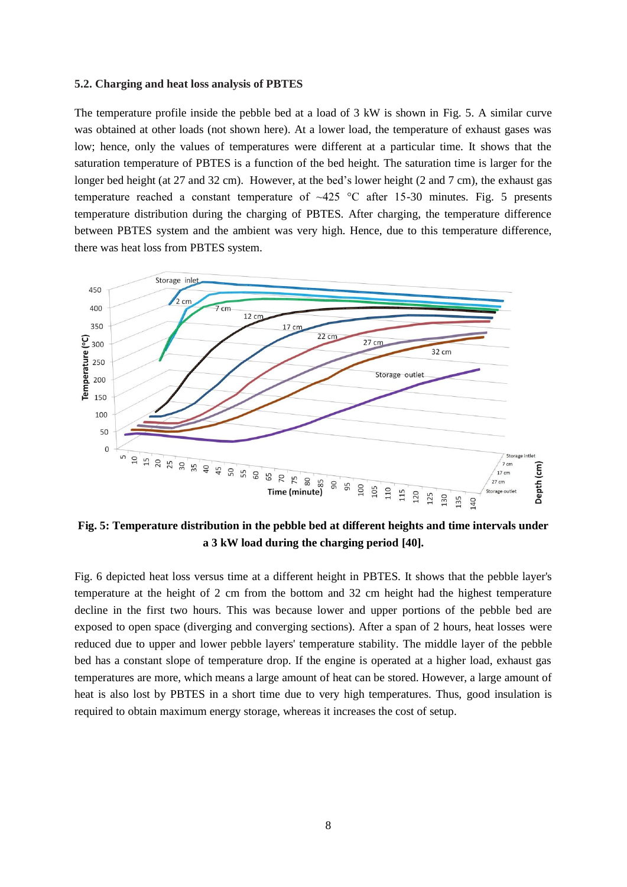### 5.2. Charging and heat loss analysis of PBTES

The temperature profile inside the pebble bed at a load of 3 kW is shown in Fig. 5. A similar curve was obtained at other loads (not shown here). At a lower load, the temperature of exhaust gases was low; hence, only the values of temperatures were different at a particular time. It shows that the saturation temperature of PBTES is a function of the bed height. The saturation time is larger for the longer bed height (at 27 and 32 cm). However, at the bed's lower height (2 and 7 cm), the exhaust gas temperature reached a constant temperature of ~425 °C after 15-30 minutes. Fig. 5 presents temperature distribution during the charging of PBTES. After charging, the temperature difference between PBTES system and the ambient was very high. Hence, due to this temperature difference, there was heat loss from PBTES system.

**Fig. 5: Temperature distribution in the pebble bed at different heights and time intervals under a 3 kW load during the charging period [40].**

Fig. 6 depicted heat loss versus time at a different height in PBTES. It shows that the pebble layer's temperature at the height of 2 cm from the bottom and 32 cm height had the highest temperature decline in the first two hours. This was because lower and upper portions of the pebble bed are exposed to open space (diverging and converging sections). After a span of 2 hours, heat losses were reduced due to upper and lower pebble layers' temperature stability. The middle layer of the pebble bed has a constant slope of temperature drop. If the engine is operated at a higher load, exhaust gas temperatures are more, which means a large amount of heat can be stored. However, a large amount of heat is also lost by PBTES in a short time due to very high temperatures. Thus, good insulation is required to obtain maximum energy storage, whereas it increases the cost of setup.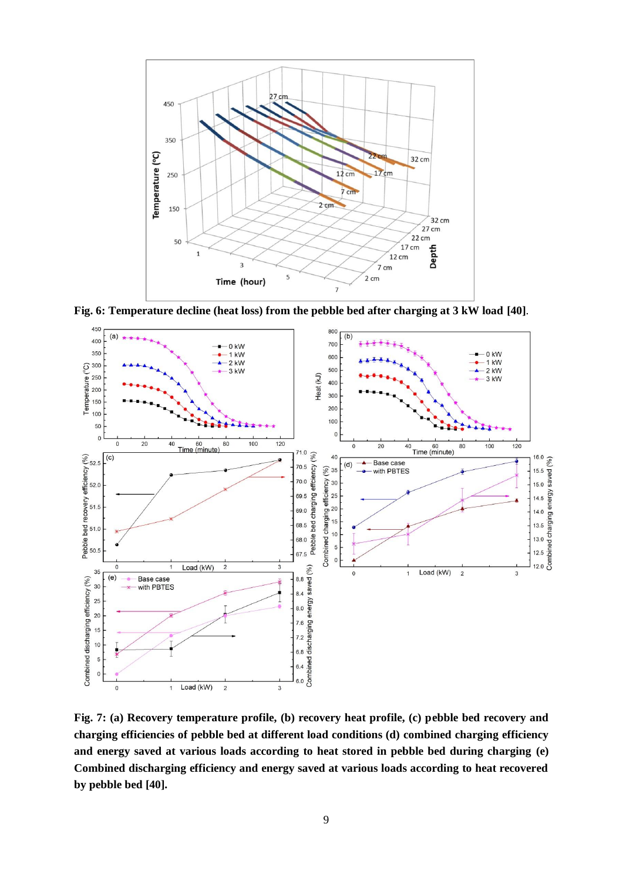**Fig. 6: Temperature decline (heat loss) from the pebble bed after charging at 3 kW load [40].**

**Fig. 7: (a) Recovery temperature profile, (b) recovery heat profile, (c) pebble bed recovery and charging efficiencies of pebble bed at different load conditions (d) combined charging efficiency and energy saved at various loads according to heat stored in pebble bed during charging (e) Combined discharging efficiency and energy saved at various loads according to heat recovered by pebble bed [40].**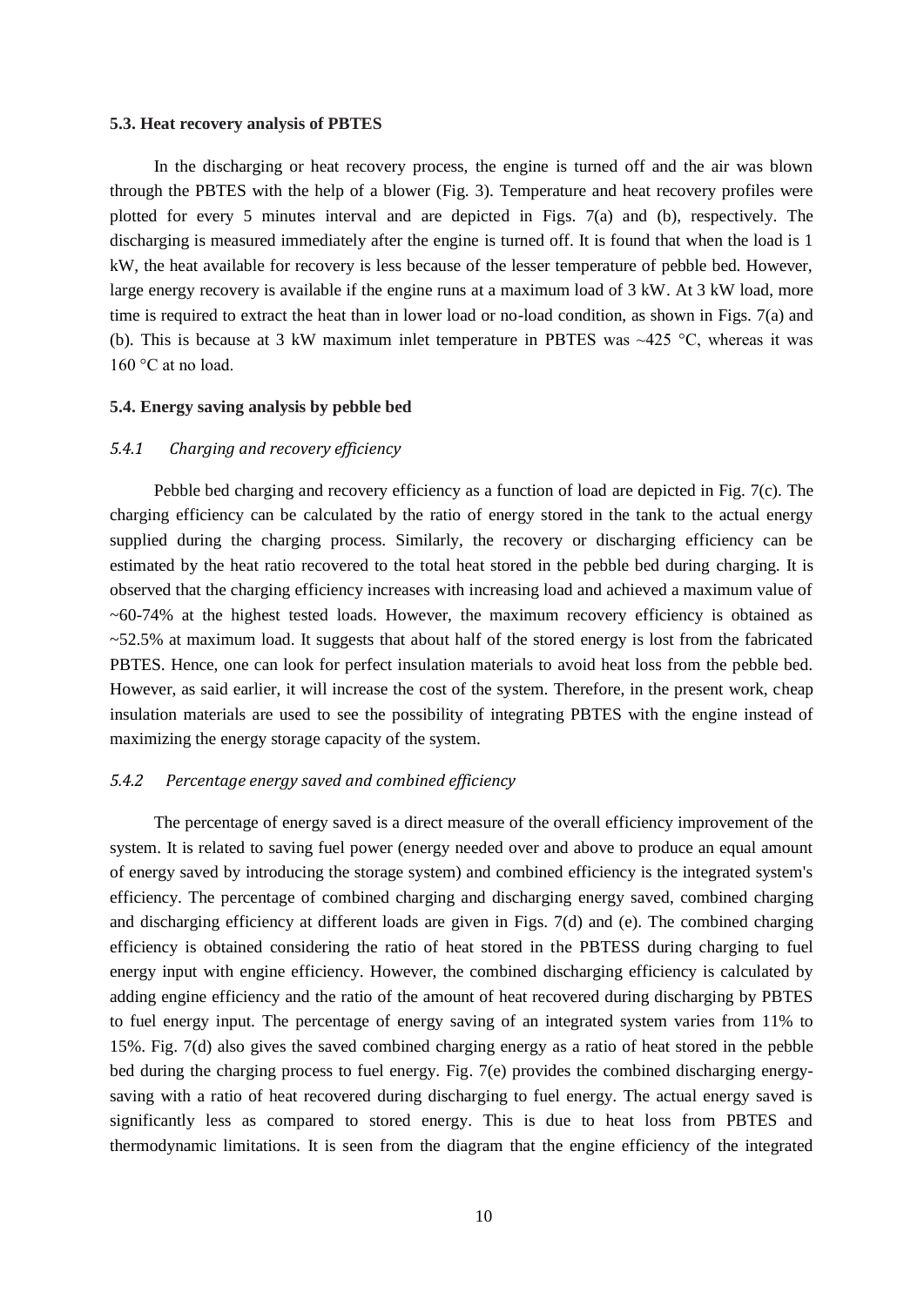#### 5.3. Heat recovery analysis of PBTES

In the discharging or heat recovery process, the engine is turned off and the air was blown through the PBTES with the help of a blower (Fig. 3). Temperature and heat recovery profiles were plotted for every 5 minutes interval and are depicted in Figs. 7(a) and (b), respectively. The discharging is measured immediately after the engine is turned off. It is found that when the load is 1 kW, the heat available for recovery is less because of the lesser temperature of pebble bed. However, large energy recovery is available if the engine runs at a maximum load of 3 kW. At 3 kW load, more time is required to extract the heat than in lower load or no-load condition, as shown in Figs. 7(a) and (b). This is because at 3 kW maximum inlet temperature in PBTES was ~425 °C, whereas it was 160 °C at no load.

#### 5.4. Energy saving analysis by pebble bed

##### *5.4.1 Charging and recovery efficiency*

Pebble bed charging and recovery efficiency as a function of load are depicted in Fig. 7(c). The charging efficiency can be calculated by the ratio of energy stored in the tank to the actual energy supplied during the charging process. Similarly, the recovery or discharging efficiency can be estimated by the heat ratio recovered to the total heat stored in the pebble bed during charging. It is observed that the charging efficiency increases with increasing load and achieved a maximum value of ~60-74% at the highest tested loads. However, the maximum recovery efficiency is obtained as ~52.5% at maximum load. It suggests that about half of the stored energy is lost from the fabricated PBTES. Hence, one can look for perfect insulation materials to avoid heat loss from the pebble bed. However, as said earlier, it will increase the cost of the system. Therefore, in the present work, cheap insulation materials are used to see the possibility of integrating PBTES with the engine instead of maximizing the energy storage capacity of the system.

##### *5.4.2 Percentage energy saved and combined efficiency*

The percentage of energy saved is a direct measure of the overall efficiency improvement of the system. It is related to saving fuel power (energy needed over and above to produce an equal amount of energy saved by introducing the storage system) and combined efficiency is the integrated system's efficiency. The percentage of combined charging and discharging energy saved, combined charging and discharging efficiency at different loads are given in Figs. 7(d) and (e). The combined charging efficiency is obtained considering the ratio of heat stored in the PBTESS during charging to fuel energy input with engine efficiency. However, the combined discharging efficiency is calculated by adding engine efficiency and the ratio of the amount of heat recovered during discharging by PBTES to fuel energy input. The percentage of energy saving of an integrated system varies from 11% to 15%. Fig. 7(d) also gives the saved combined charging energy as a ratio of heat stored in the pebble bed during the charging process to fuel energy. Fig. 7(e) provides the combined discharging energy-saving with a ratio of heat recovered during discharging to fuel energy. The actual energy saved is significantly less as compared to stored energy. This is due to heat loss from PBTES and thermodynamic limitations. It is seen from the diagram that the engine efficiency of the integrated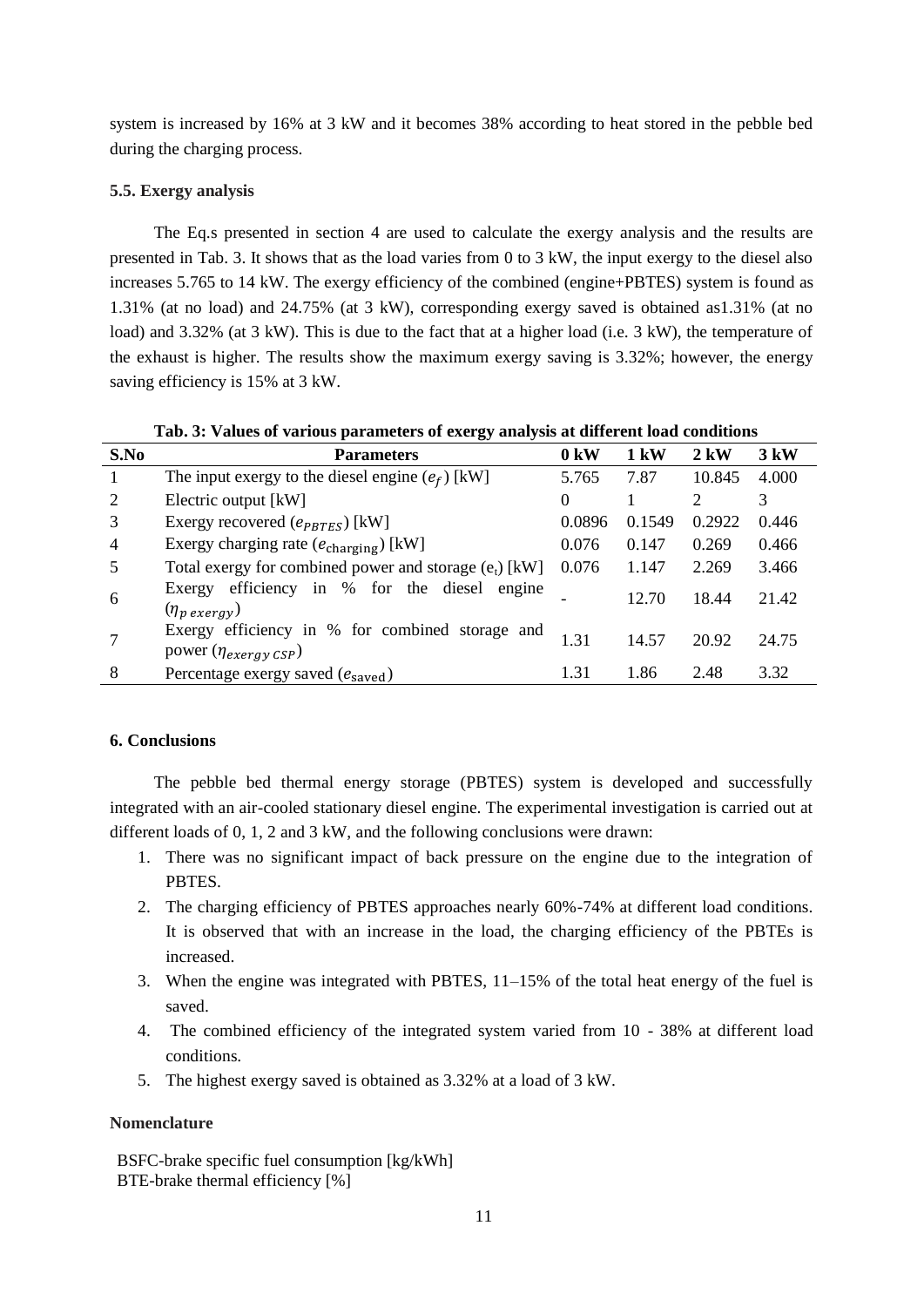system is increased by 16% at 3 kW and it becomes 38% according to heat stored in the pebble bed during the charging process.

### 5.5. Exergy analysis

The Eq.s presented in section 4 are used to calculate the exergy analysis and the results are presented in Tab. 3. It shows that as the load varies from 0 to 3 kW, the input exergy to the diesel also increases 5.765 to 14 kW. The exergy efficiency of the combined (engine+PBTES) system is found as 1.31% (at no load) and 24.75% (at 3 kW), corresponding exergy saved is obtained as1.31% (at no load) and 3.32% (at 3 kW). This is due to the fact that at a higher load (i.e. 3 kW), the temperature of the exhaust is higher. The results show the maximum exergy saving is 3.32%; however, the energy saving efficiency is 15% at 3 kW.

**Tab. 3: Values of various parameters of exergy analysis at different load conditions**

| S.No | Parameters | 0 kW | 1 kW | 2 kW | 3 kW |
|---|---|---|---|---|---|
| 1 | The input exergy to the diesel engine ($e_f$) [kW] | 5.765 | 7.87 | 10.845 | 4.000 |
| 2 | Electric output [kW] | 0 | 1 | 2 | 3 |
| 3 | Exergy recovered ($e_{PBTES}$) [kW] | 0.0896 | 0.1549 | 0.2922 | 0.446 |
| 4 | Exergy charging rate ($e_{\text{charging}}$) [kW] | 0.076 | 0.147 | 0.269 | 0.466 |
| 5 | Total exergy for combined power and storage ($e_t$) [kW] | 0.076 | 1.147 | 2.269 | 3.466 |
| 6 | Exergy efficiency in % for the diesel engine ($\eta_{p\ exergy}$) | - | 12.70 | 18.44 | 21.42 |
| 7 | Exergy efficiency in % for combined storage and power ($\eta_{exergy\ CSP}$) | 1.31 | 14.57 | 20.92 | 24.75 |
| 8 | Percentage exergy saved ($e_{\text{saved}}$) | 1.31 | 1.86 | 2.48 | 3.32 |

## 6. Conclusions

The pebble bed thermal energy storage (PBTES) system is developed and successfully integrated with an air-cooled stationary diesel engine. The experimental investigation is carried out at different loads of 0, 1, 2 and 3 kW, and the following conclusions were drawn:

1. There was no significant impact of back pressure on the engine due to the integration of PBTES.
2. The charging efficiency of PBTES approaches nearly 60%-74% at different load conditions. It is observed that with an increase in the load, the charging efficiency of the PBTEs is increased.
3. When the engine was integrated with PBTES, 11–15% of the total heat energy of the fuel is saved.
4. The combined efficiency of the integrated system varied from 10 - 38% at different load conditions.
5. The highest exergy saved is obtained as 3.32% at a load of 3 kW.

### Nomenclature

BSFC-brake specific fuel consumption [kg/kWh]
BTE-brake thermal efficiency [%]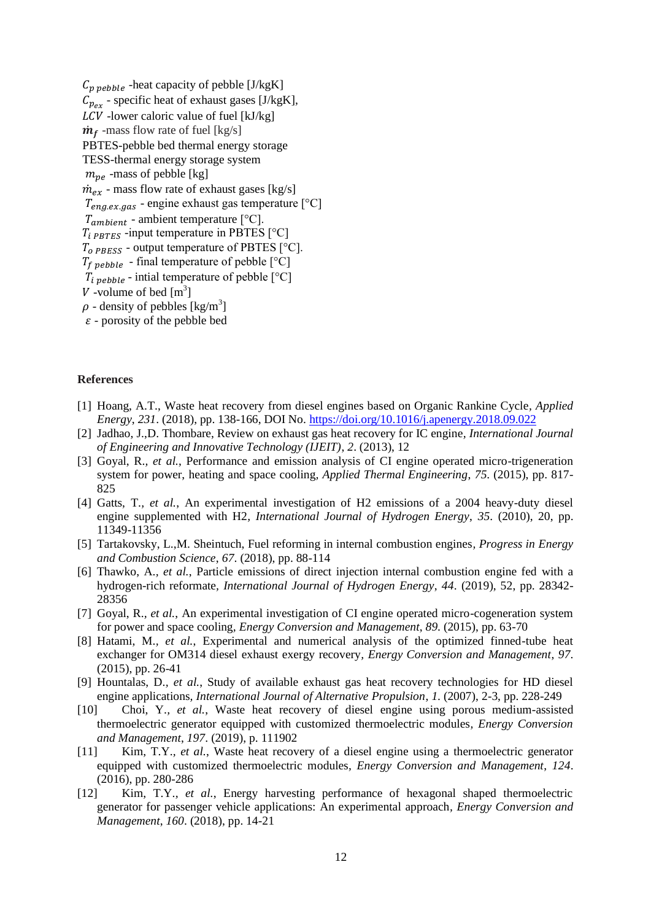$C_{p\,pebble}$ -heat capacity of pebble [J/kgK]
$C_{p_{ex}}$ - specific heat of exhaust gases [J/kgK],
$LCV$ -lower caloric value of fuel [kJ/kg]
$\dot{m}_f$ -mass flow rate of fuel [kg/s]
PBTES-pebble bed thermal energy storage
TESS-thermal energy storage system
$m_{pe}$ -mass of pebble [kg]
$\dot{m}_{ex}$ - mass flow rate of exhaust gases [kg/s]
$T_{eng.ex.gas}$ - engine exhaust gas temperature [°C]
$T_{ambient}$ - ambient temperature [°C].
$T_{i\,PBTES}$ -input temperature in PBTES [°C]
$T_{o\,PBESS}$ - output temperature of PBTES [°C].
$T_{f\,pebble}$ - final temperature of pebble [°C]
$T_{i\,pebble}$ - intial temperature of pebble [°C]
$V$ -volume of bed [m$^3$]
$\rho$ - density of pebbles [kg/m$^3$]
$\varepsilon$ - porosity of the pebble bed

**References**

[1] Hoang, A.T., Waste heat recovery from diesel engines based on Organic Rankine Cycle, *Applied Energy*, *231*. (2018), pp. 138-166, DOI No. https://doi.org/10.1016/j.apenergy.2018.09.022
[2] Jadhao, J.,D. Thombare, Review on exhaust gas heat recovery for IC engine, *International Journal of Engineering and Innovative Technology (IJEIT)*, *2*. (2013), 12
[3] Goyal, R., *et al.*, Performance and emission analysis of CI engine operated micro-trigeneration system for power, heating and space cooling, *Applied Thermal Engineering*, *75*. (2015), pp. 817-825
[4] Gatts, T., *et al.*, An experimental investigation of H2 emissions of a 2004 heavy-duty diesel engine supplemented with H2, *International Journal of Hydrogen Energy*, *35*. (2010), 20, pp. 11349-11356
[5] Tartakovsky, L.,M. Sheintuch, Fuel reforming in internal combustion engines, *Progress in Energy and Combustion Science*, *67*. (2018), pp. 88-114
[6] Thawko, A., *et al.*, Particle emissions of direct injection internal combustion engine fed with a hydrogen-rich reformate, *International Journal of Hydrogen Energy*, *44*. (2019), 52, pp. 28342-28356
[7] Goyal, R., *et al.*, An experimental investigation of CI engine operated micro-cogeneration system for power and space cooling, *Energy Conversion and Management*, *89*. (2015), pp. 63-70
[8] Hatami, M., *et al.*, Experimental and numerical analysis of the optimized finned-tube heat exchanger for OM314 diesel exhaust exergy recovery, *Energy Conversion and Management*, *97*. (2015), pp. 26-41
[9] Hountalas, D., *et al.*, Study of available exhaust gas heat recovery technologies for HD diesel engine applications, *International Journal of Alternative Propulsion*, *1*. (2007), 2-3, pp. 228-249
[10] Choi, Y., *et al.*, Waste heat recovery of diesel engine using porous medium-assisted thermoelectric generator equipped with customized thermoelectric modules, *Energy Conversion and Management*, *197*. (2019), p. 111902
[11] Kim, T.Y., *et al.*, Waste heat recovery of a diesel engine using a thermoelectric generator equipped with customized thermoelectric modules, *Energy Conversion and Management*, *124*. (2016), pp. 280-286
[12] Kim, T.Y., *et al.*, Energy harvesting performance of hexagonal shaped thermoelectric generator for passenger vehicle applications: An experimental approach, *Energy Conversion and Management*, *160*. (2018), pp. 14-21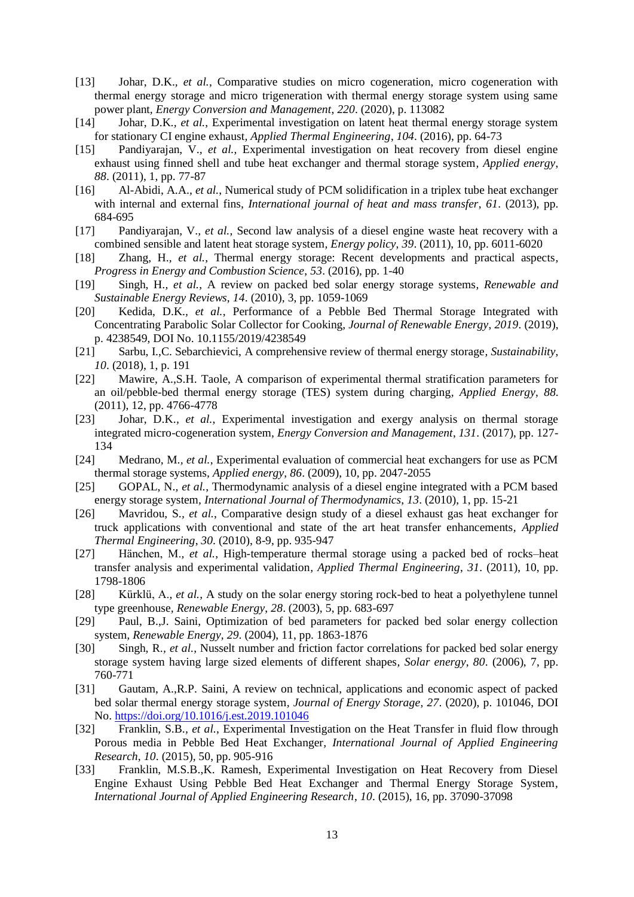[13] Johar, D.K., *et al.*, Comparative studies on micro cogeneration, micro cogeneration with thermal energy storage and micro trigeneration with thermal energy storage system using same power plant, *Energy Conversion and Management*, *220*. (2020), p. 113082

[14] Johar, D.K., *et al.*, Experimental investigation on latent heat thermal energy storage system for stationary CI engine exhaust, *Applied Thermal Engineering*, *104*. (2016), pp. 64-73

[15] Pandiyarajan, V., *et al.*, Experimental investigation on heat recovery from diesel engine exhaust using finned shell and tube heat exchanger and thermal storage system, *Applied energy*, *88*. (2011), 1, pp. 77-87

[16] Al-Abidi, A.A., *et al.*, Numerical study of PCM solidification in a triplex tube heat exchanger with internal and external fins, *International journal of heat and mass transfer*, *61*. (2013), pp. 684-695

[17] Pandiyarajan, V., *et al.*, Second law analysis of a diesel engine waste heat recovery with a combined sensible and latent heat storage system, *Energy policy*, *39*. (2011), 10, pp. 6011-6020

[18] Zhang, H., *et al.*, Thermal energy storage: Recent developments and practical aspects, *Progress in Energy and Combustion Science*, *53*. (2016), pp. 1-40

[19] Singh, H., *et al.*, A review on packed bed solar energy storage systems, *Renewable and Sustainable Energy Reviews*, *14*. (2010), 3, pp. 1059-1069

[20] Kedida, D.K., *et al.*, Performance of a Pebble Bed Thermal Storage Integrated with Concentrating Parabolic Solar Collector for Cooking, *Journal of Renewable Energy*, *2019*. (2019), p. 4238549, DOI No. 10.1155/2019/4238549

[21] Sarbu, I.,C. Sebarchievici, A comprehensive review of thermal energy storage, *Sustainability*, *10*. (2018), 1, p. 191

[22] Mawire, A.,S.H. Taole, A comparison of experimental thermal stratification parameters for an oil/pebble-bed thermal energy storage (TES) system during charging, *Applied Energy*, *88*. (2011), 12, pp. 4766-4778

[23] Johar, D.K., *et al.*, Experimental investigation and exergy analysis on thermal storage integrated micro-cogeneration system, *Energy Conversion and Management*, *131*. (2017), pp. 127-134

[24] Medrano, M., *et al.*, Experimental evaluation of commercial heat exchangers for use as PCM thermal storage systems, *Applied energy*, *86*. (2009), 10, pp. 2047-2055

[25] GOPAL, N., *et al.*, Thermodynamic analysis of a diesel engine integrated with a PCM based energy storage system, *International Journal of Thermodynamics*, *13*. (2010), 1, pp. 15-21

[26] Mavridou, S., *et al.*, Comparative design study of a diesel exhaust gas heat exchanger for truck applications with conventional and state of the art heat transfer enhancements, *Applied Thermal Engineering*, *30*. (2010), 8-9, pp. 935-947

[27] Hänchen, M., *et al.*, High-temperature thermal storage using a packed bed of rocks–heat transfer analysis and experimental validation, *Applied Thermal Engineering*, *31*. (2011), 10, pp. 1798-1806

[28] Kürklü, A., *et al.*, A study on the solar energy storing rock-bed to heat a polyethylene tunnel type greenhouse, *Renewable Energy*, *28*. (2003), 5, pp. 683-697

[29] Paul, B.,J. Saini, Optimization of bed parameters for packed bed solar energy collection system, *Renewable Energy*, *29*. (2004), 11, pp. 1863-1876

[30] Singh, R., *et al.*, Nusselt number and friction factor correlations for packed bed solar energy storage system having large sized elements of different shapes, *Solar energy*, *80*. (2006), 7, pp. 760-771

[31] Gautam, A.,R.P. Saini, A review on technical, applications and economic aspect of packed bed solar thermal energy storage system, *Journal of Energy Storage*, *27*. (2020), p. 101046, DOI No. https://doi.org/10.1016/j.est.2019.101046

[32] Franklin, S.B., *et al.*, Experimental Investigation on the Heat Transfer in fluid flow through Porous media in Pebble Bed Heat Exchanger, *International Journal of Applied Engineering Research*, *10*. (2015), 50, pp. 905-916

[33] Franklin, M.S.B.,K. Ramesh, Experimental Investigation on Heat Recovery from Diesel Engine Exhaust Using Pebble Bed Heat Exchanger and Thermal Energy Storage System, *International Journal of Applied Engineering Research*, *10*. (2015), 16, pp. 37090-37098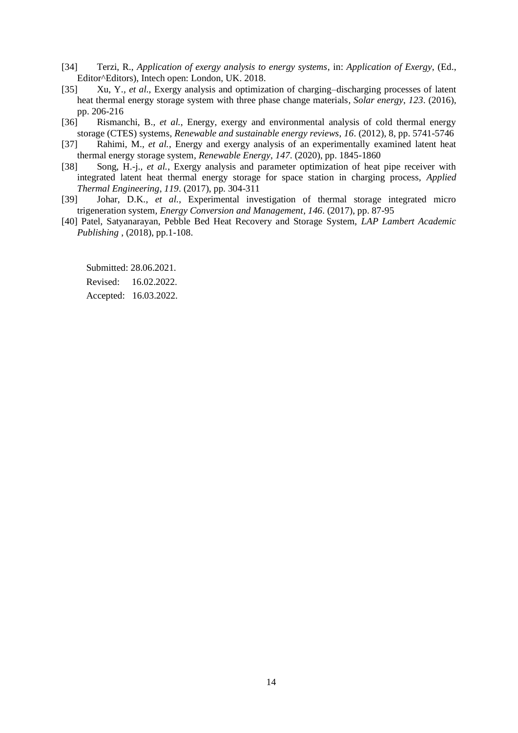[34] Terzi, R., *Application of exergy analysis to energy systems*, in: *Application of Exergy*, (Ed., Editor^Editors), Intech open: London, UK. 2018.

[35] Xu, Y., *et al*., Exergy analysis and optimization of charging–discharging processes of latent heat thermal energy storage system with three phase change materials, *Solar energy*, *123*. (2016), pp. 206-216

[36] Rismanchi, B., *et al.*, Energy, exergy and environmental analysis of cold thermal energy storage (CTES) systems, *Renewable and sustainable energy reviews*, *16*. (2012), 8, pp. 5741-5746

[37] Rahimi, M., *et al.*, Energy and exergy analysis of an experimentally examined latent heat thermal energy storage system, *Renewable Energy*, *147*. (2020), pp. 1845-1860

[38] Song, H.-j., *et al.*, Exergy analysis and parameter optimization of heat pipe receiver with integrated latent heat thermal energy storage for space station in charging process, *Applied Thermal Engineering*, *119*. (2017), pp. 304-311

[39] Johar, D.K., *et al.*, Experimental investigation of thermal storage integrated micro trigeneration system, *Energy Conversion and Management*, *146*. (2017), pp. 87-95

[40] Patel, Satyanarayan, Pebble Bed Heat Recovery and Storage System, *LAP Lambert Academic Publishing* , (2018), pp.1-108.

Submitted: 28.06.2021.
Revised: 16.02.2022.
Accepted: 16.03.2022.